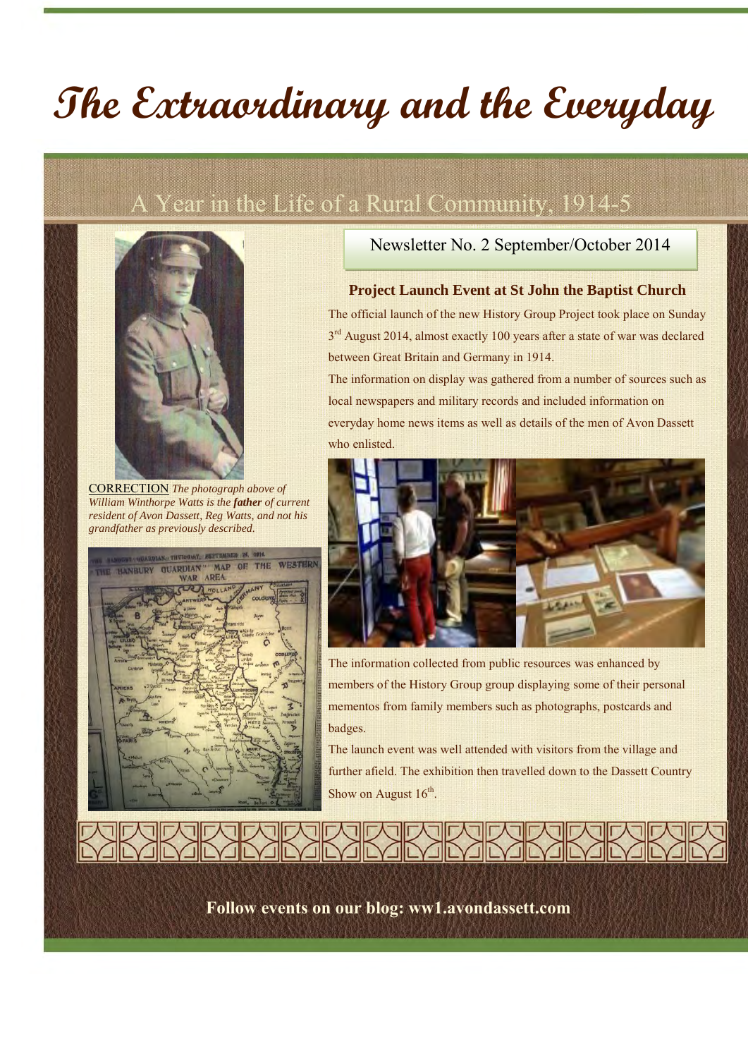# The Extraordinary and the Everyday

## A Year in the Life of a Rural Community, 1914-5

Newsletter No. 2 September/October 2014

CORRECTION *The photograph above of William Winthorpe Watts is the* ***father*** *of current resident of Avon Dassett, Reg Watts, and not his grandfather as previously described.*

### Project Launch Event at St John the Baptist Church

The official launch of the new History Group Project took place on Sunday 3rd August 2014, almost exactly 100 years after a state of war was declared between Great Britain and Germany in 1914.

The information on display was gathered from a number of sources such as local newspapers and military records and included information on everyday home news items as well as details of the men of Avon Dassett who enlisted.

The information collected from public resources was enhanced by members of the History Group group displaying some of their personal mementos from family members such as photographs, postcards and badges.

The launch event was well attended with visitors from the village and further afield. The exhibition then travelled down to the Dassett Country Show on August 16th.

**Follow events on our blog: ww1.avondassett.com**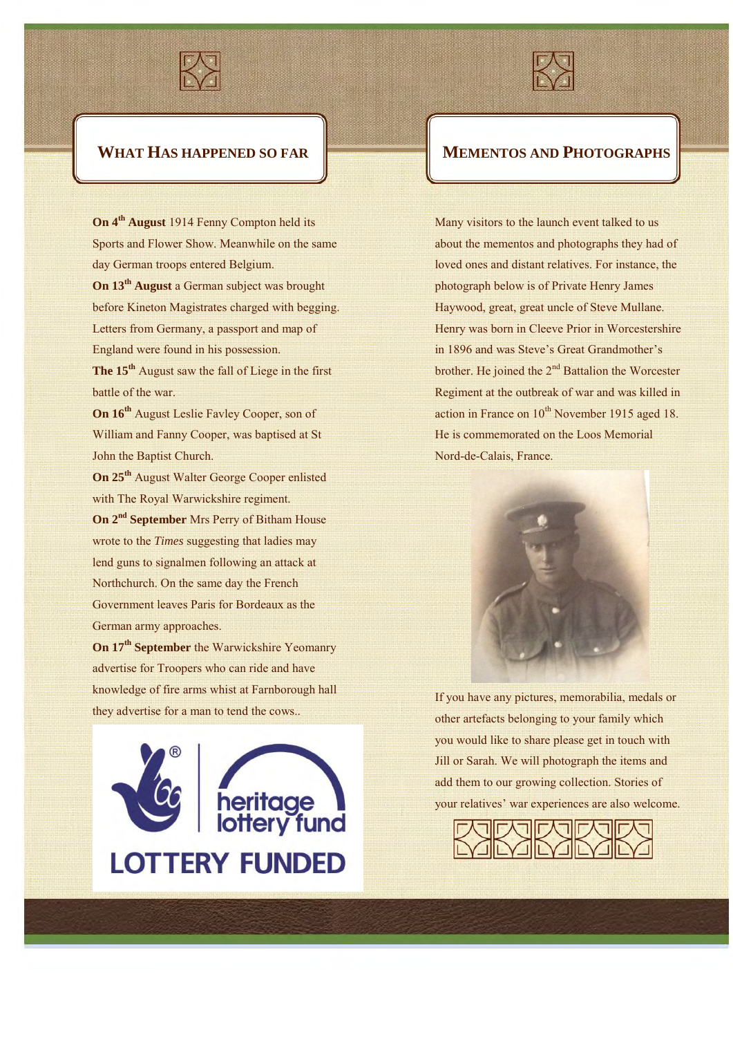## WHAT HAS HAPPENED SO FAR

**On 4th August** 1914 Fenny Compton held its Sports and Flower Show. Meanwhile on the same day German troops entered Belgium.

**On 13th August** a German subject was brought before Kineton Magistrates charged with begging. Letters from Germany, a passport and map of England were found in his possession.

**The 15th** August saw the fall of Liege in the first battle of the war.

**On 16th** August Leslie Favley Cooper, son of William and Fanny Cooper, was baptised at St John the Baptist Church.

**On 25th** August Walter George Cooper enlisted with The Royal Warwickshire regiment.

**On 2nd September** Mrs Perry of Bitham House wrote to the *Times* suggesting that ladies may lend guns to signalmen following an attack at Northchurch. On the same day the French Government leaves Paris for Bordeaux as the German army approaches.

**On 17th September** the Warwickshire Yeomanry advertise for Troopers who can ride and have knowledge of fire arms whist at Farnborough hall they advertise for a man to tend the cows..

heritage lottery fund

LOTTERY FUNDED

## MEMENTOS AND PHOTOGRAPHS

Many visitors to the launch event talked to us about the mementos and photographs they had of loved ones and distant relatives. For instance, the photograph below is of Private Henry James Haywood, great, great uncle of Steve Mullane. Henry was born in Cleeve Prior in Worcestershire in 1896 and was Steve's Great Grandmother's brother. He joined the 2nd Battalion the Worcester Regiment at the outbreak of war and was killed in action in France on 10th November 1915 aged 18. He is commemorated on the Loos Memorial Nord-de-Calais, France.

If you have any pictures, memorabilia, medals or other artefacts belonging to your family which you would like to share please get in touch with Jill or Sarah. We will photograph the items and add them to our growing collection. Stories of your relatives' war experiences are also welcome.